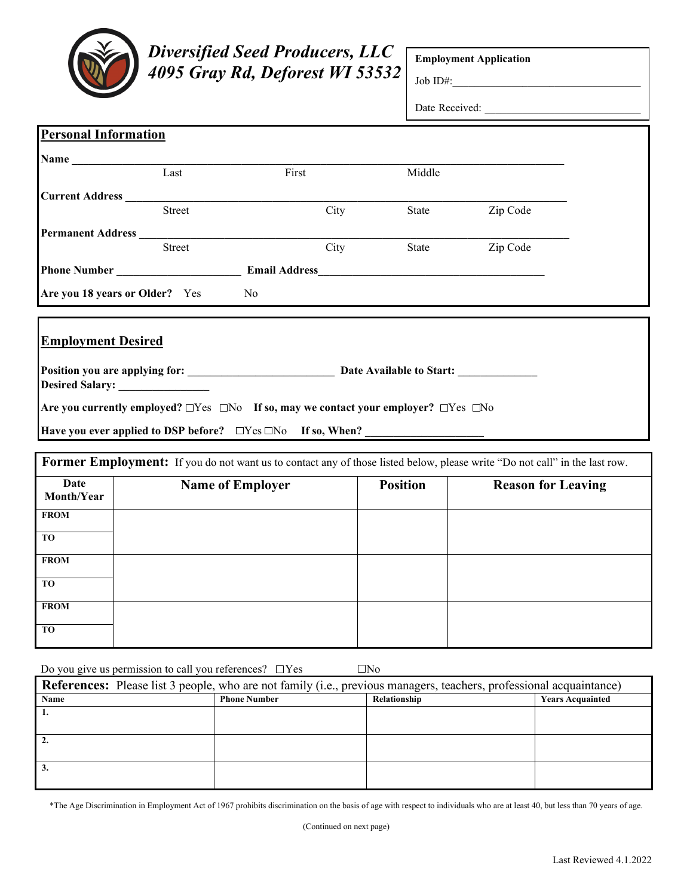# *Diversified Seed Producers, LLC*
## *4095 Gray Rd, Deforest WI 53532*

**Employment Application**

Job ID#:___________________________________

Date Received: ___________________________

## Personal Information

**Name** ______________________________________________________________________________
Last First Middle

**Current Address** ______________________________________________________________________
Street City State Zip Code

**Permanent Address** ____________________________________________________________________
Street City State Zip Code

**Phone Number** ____________________ **Email Address**_______________________________________

**Are you 18 years or Older?** Yes No

## Employment Desired

**Position you are applying for:** ________________________ **Date Available to Start:** _____________
**Desired Salary:** _______________

**Are you currently employed?** ☐Yes ☐No **If so, may we contact your employer?** ☐Yes ☐No

**Have you ever applied to DSP before?** ☐Yes ☐No **If so, When?** ____________________

**Former Employment:** If you do not want us to contact any of those listed below, please write "Do not call" in the last row.

| Date Month/Year | Name of Employer | Position | Reason for Leaving |
|---|---|---|---|
| **FROM** | | | |
| **TO** | | | |
| **FROM** | | | |
| **TO** | | | |
| **FROM** | | | |
| **TO** | | | |

Do you give us permission to call you references? ☐Yes ☐No

**References:** Please list 3 people, who are not family (i.e., previous managers, teachers, professional acquaintance)

| Name | Phone Number | Relationship | Years Acquainted |
|---|---|---|---|
| 1. | | | |
| 2. | | | |
| 3. | | | |

*The Age Discrimination in Employment Act of 1967 prohibits discrimination on the basis of age with respect to individuals who are at least 40, but less than 70 years of age.

(Continued on next page)

Last Reviewed 4.1.2022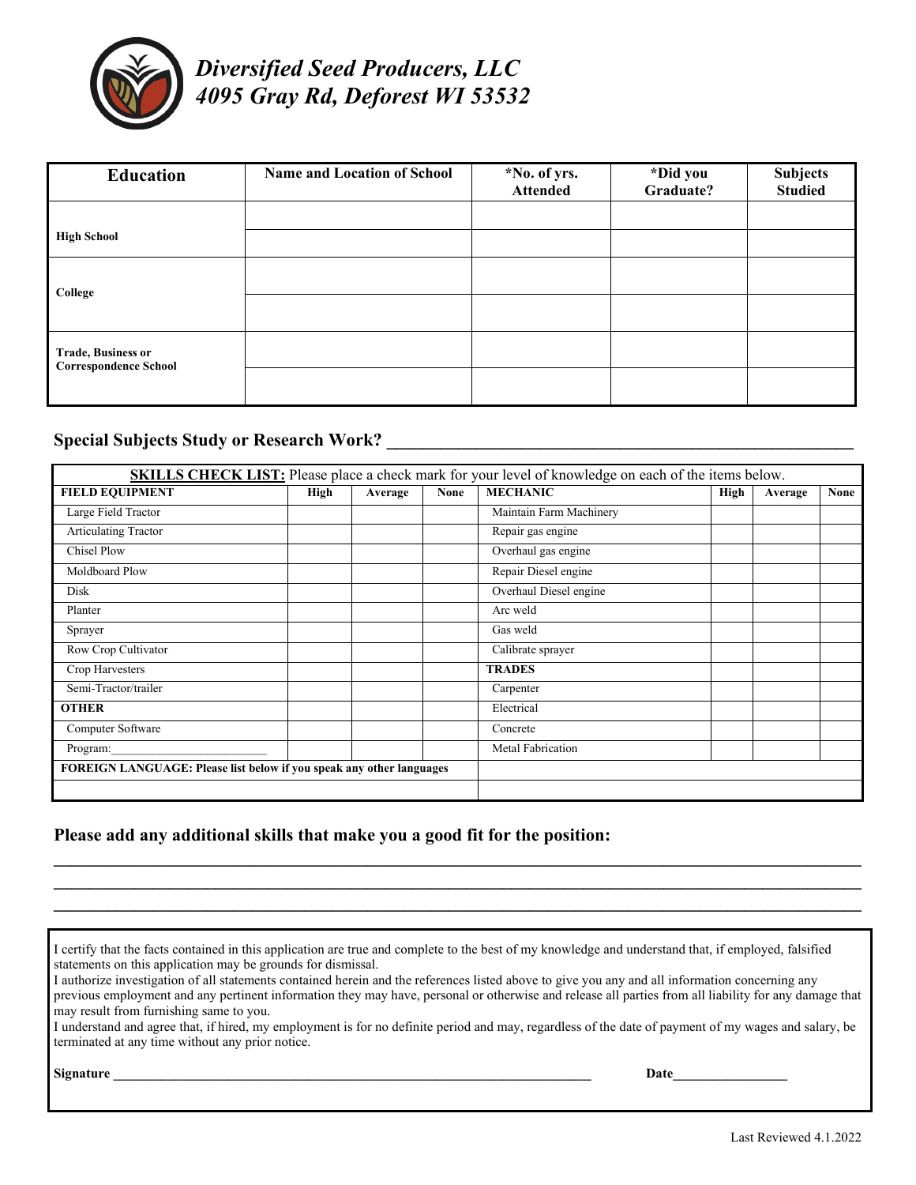# *Diversified Seed Producers, LLC*
## *4095 Gray Rd, Deforest WI 53532*

| Education | Name and Location of School | *No. of yrs. Attended | *Did you Graduate? | Subjects Studied |
|---|---|---|---|---|
| High School | | | | |
| | | | | |
| College | | | | |
| | | | | |
| Trade, Business or Correspondence School | | | | |
| | | | | |

**Special Subjects Study or Research Work?** ____________________________________________

**SKILLS CHECK LIST:** Please place a check mark for your level of knowledge on each of the items below.

| FIELD EQUIPMENT | High | Average | None | MECHANIC | High | Average | None |
|---|---|---|---|---|---|---|---|
| Large Field Tractor | | | | Maintain Farm Machinery | | | |
| Articulating Tractor | | | | Repair gas engine | | | |
| Chisel Plow | | | | Overhaul gas engine | | | |
| Moldboard Plow | | | | Repair Diesel engine | | | |
| Disk | | | | Overhaul Diesel engine | | | |
| Planter | | | | Arc weld | | | |
| Sprayer | | | | Gas weld | | | |
| Row Crop Cultivator | | | | Calibrate sprayer | | | |
| Crop Harvesters | | | | **TRADES** | | | |
| Semi-Tractor/trailer | | | | Carpenter | | | |
| **OTHER** | | | | Electrical | | | |
| Computer Software | | | | Concrete | | | |
| Program:______________________ | | | | Metal Fabrication | | | |
| **FOREIGN LANGUAGE: Please list below if you speak any other languages** | | | | | | | |
| | | | | | | | |

## Please add any additional skills that make you a good fit for the position:

________________________________________________________________________________

________________________________________________________________________________

________________________________________________________________________________

I certify that the facts contained in this application are true and complete to the best of my knowledge and understand that, if employed, falsified statements on this application may be grounds for dismissal.
I authorize investigation of all statements contained herein and the references listed above to give you any and all information concerning any previous employment and any pertinent information they may have, personal or otherwise and release all parties from all liability for any damage that may result from furnishing same to you.
I understand and agree that, if hired, my employment is for no definite period and may, regardless of the date of payment of my wages and salary, be terminated at any time without any prior notice.

**Signature** ______________________________________________________ **Date**________________

Last Reviewed 4.1.2022